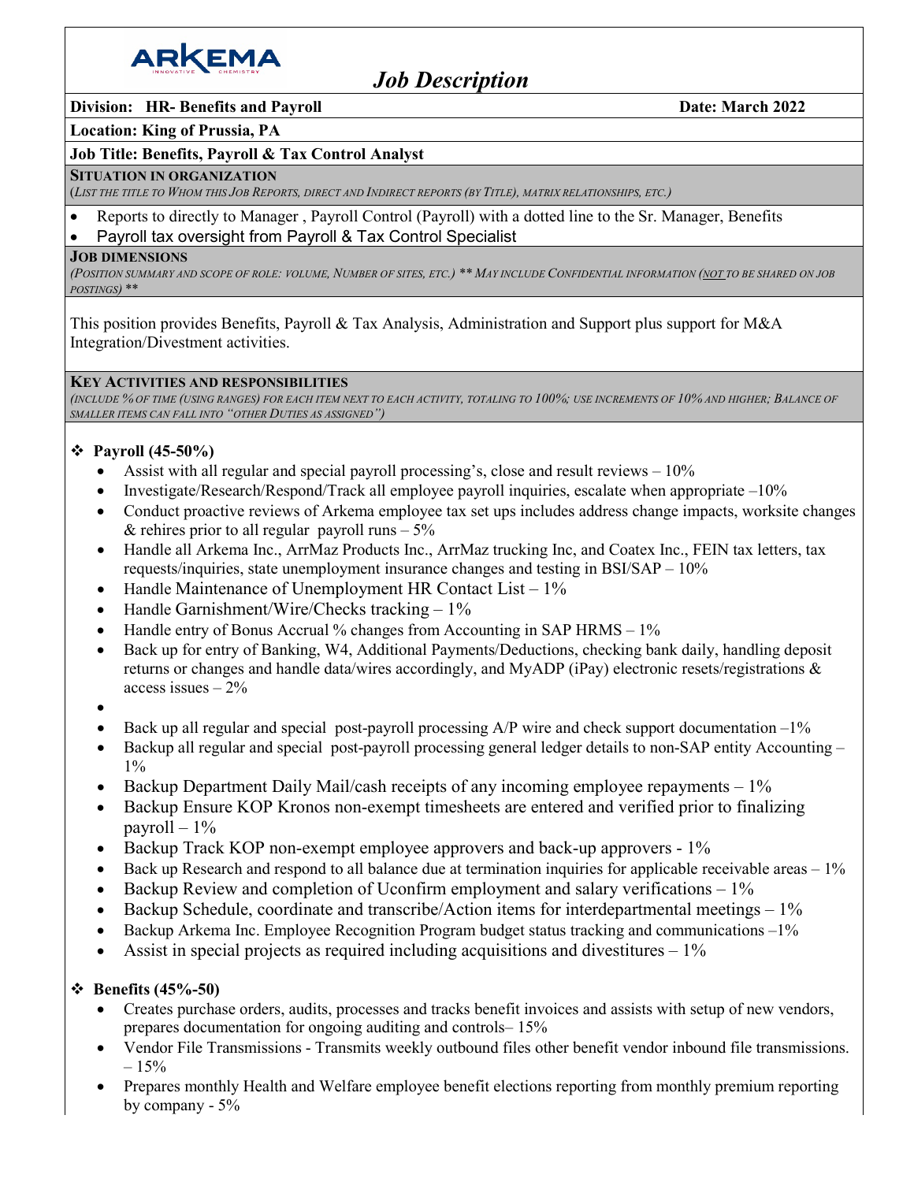**ARKEMA**

# Job Description

**Division: HR- Benefits and Payroll** **Date: March 2022**

**Location: King of Prussia, PA**

**Job Title: Benefits, Payroll & Tax Control Analyst**

**SITUATION IN ORGANIZATION**

*(LIST THE TITLE TO WHOM THIS JOB REPORTS, DIRECT AND INDIRECT REPORTS (BY TITLE), MATRIX RELATIONSHIPS, ETC.)*

- Reports to directly to Manager , Payroll Control (Payroll) with a dotted line to the Sr. Manager, Benefits
- Payroll tax oversight from Payroll & Tax Control Specialist

**JOB DIMENSIONS**

*(POSITION SUMMARY AND SCOPE OF ROLE: VOLUME, NUMBER OF SITES, ETC.) \*\* MAY INCLUDE CONFIDENTIAL INFORMATION (NOT TO BE SHARED ON JOB POSTINGS) \*\**

This position provides Benefits, Payroll & Tax Analysis, Administration and Support plus support for M&A Integration/Divestment activities.

**KEY ACTIVITIES AND RESPONSIBILITIES**

*(INCLUDE % OF TIME (USING RANGES) FOR EACH ITEM NEXT TO EACH ACTIVITY, TOTALING TO 100%; USE INCREMENTS OF 10% AND HIGHER; BALANCE OF SMALLER ITEMS CAN FALL INTO "OTHER DUTIES AS ASSIGNED")*

❖ **Payroll (45-50%)**

- Assist with all regular and special payroll processing's, close and result reviews – 10%
- Investigate/Research/Respond/Track all employee payroll inquiries, escalate when appropriate –10%
- Conduct proactive reviews of Arkema employee tax set ups includes address change impacts, worksite changes & rehires prior to all regular payroll runs – 5%
- Handle all Arkema Inc., ArrMaz Products Inc., ArrMaz trucking Inc, and Coatex Inc., FEIN tax letters, tax requests/inquiries, state unemployment insurance changes and testing in BSI/SAP – 10%
- Handle Maintenance of Unemployment HR Contact List – 1%
- Handle Garnishment/Wire/Checks tracking – 1%
- Handle entry of Bonus Accrual % changes from Accounting in SAP HRMS – 1%
- Back up for entry of Banking, W4, Additional Payments/Deductions, checking bank daily, handling deposit returns or changes and handle data/wires accordingly, and MyADP (iPay) electronic resets/registrations & access issues – 2%
- 
- Back up all regular and special post-payroll processing A/P wire and check support documentation –1%
- Backup all regular and special post-payroll processing general ledger details to non-SAP entity Accounting – 1%
- Backup Department Daily Mail/cash receipts of any incoming employee repayments – 1%
- Backup Ensure KOP Kronos non-exempt timesheets are entered and verified prior to finalizing payroll – 1%
- Backup Track KOP non-exempt employee approvers and back-up approvers - 1%
- Back up Research and respond to all balance due at termination inquiries for applicable receivable areas – 1%
- Backup Review and completion of Uconfirm employment and salary verifications – 1%
- Backup Schedule, coordinate and transcribe/Action items for interdepartmental meetings – 1%
- Backup Arkema Inc. Employee Recognition Program budget status tracking and communications –1%
- Assist in special projects as required including acquisitions and divestitures – 1%

❖ **Benefits (45%-50)**

- Creates purchase orders, audits, processes and tracks benefit invoices and assists with setup of new vendors, prepares documentation for ongoing auditing and controls– 15%
- Vendor File Transmissions - Transmits weekly outbound files other benefit vendor inbound file transmissions. – 15%
- Prepares monthly Health and Welfare employee benefit elections reporting from monthly premium reporting by company - 5%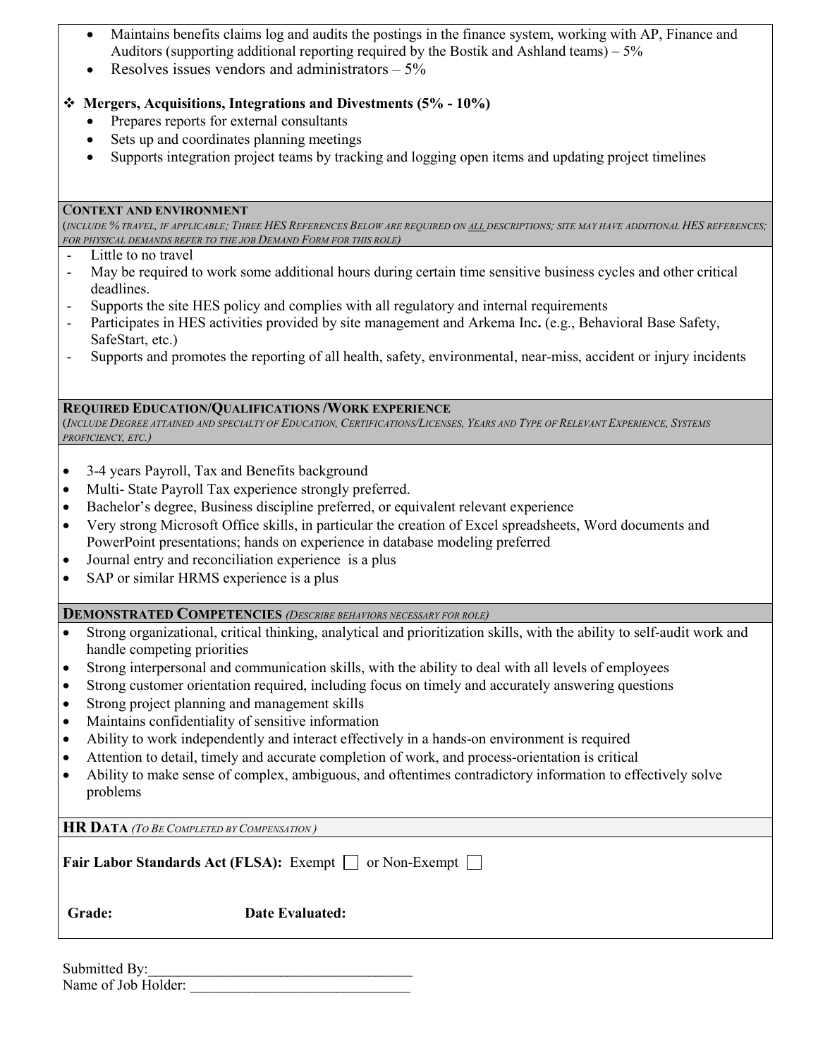- Maintains benefits claims log and audits the postings in the finance system, working with AP, Finance and Auditors (supporting additional reporting required by the Bostik and Ashland teams) – 5%
- Resolves issues vendors and administrators – 5%

❖ **Mergers, Acquisitions, Integrations and Divestments (5% - 10%)**

- Prepares reports for external consultants
- Sets up and coordinates planning meetings
- Supports integration project teams by tracking and logging open items and updating project timelines

**CONTEXT AND ENVIRONMENT**
*(INCLUDE % TRAVEL, IF APPLICABLE; THREE HES REFERENCES BELOW ARE REQUIRED ON ALL DESCRIPTIONS; SITE MAY HAVE ADDITIONAL HES REFERENCES; FOR PHYSICAL DEMANDS REFER TO THE JOB DEMAND FORM FOR THIS ROLE)*

- Little to no travel
- May be required to work some additional hours during certain time sensitive business cycles and other critical deadlines.
- Supports the site HES policy and complies with all regulatory and internal requirements
- Participates in HES activities provided by site management and Arkema Inc**.** (e.g., Behavioral Base Safety, SafeStart, etc.)
- Supports and promotes the reporting of all health, safety, environmental, near-miss, accident or injury incidents

**REQUIRED EDUCATION/QUALIFICATIONS /WORK EXPERIENCE**
*(INCLUDE DEGREE ATTAINED AND SPECIALTY OF EDUCATION, CERTIFICATIONS/LICENSES, YEARS AND TYPE OF RELEVANT EXPERIENCE, SYSTEMS PROFICIENCY, ETC.)*

- 3-4 years Payroll, Tax and Benefits background
- Multi- State Payroll Tax experience strongly preferred.
- Bachelor's degree, Business discipline preferred, or equivalent relevant experience
- Very strong Microsoft Office skills, in particular the creation of Excel spreadsheets, Word documents and PowerPoint presentations; hands on experience in database modeling preferred
- Journal entry and reconciliation experience is a plus
- SAP or similar HRMS experience is a plus

**DEMONSTRATED COMPETENCIES** *(DESCRIBE BEHAVIORS NECESSARY FOR ROLE)*

- Strong organizational, critical thinking, analytical and prioritization skills, with the ability to self-audit work and handle competing priorities
- Strong interpersonal and communication skills, with the ability to deal with all levels of employees
- Strong customer orientation required, including focus on timely and accurately answering questions
- Strong project planning and management skills
- Maintains confidentiality of sensitive information
- Ability to work independently and interact effectively in a hands-on environment is required
- Attention to detail, timely and accurate completion of work, and process-orientation is critical
- Ability to make sense of complex, ambiguous, and oftentimes contradictory information to effectively solve problems

**HR DATA** *(TO BE COMPLETED BY COMPENSATION)*

**Fair Labor Standards Act (FLSA):** Exempt ☐ or Non-Exempt ☐

**Grade:** **Date Evaluated:**

Submitted By:\_\_\_\_\_\_\_\_\_\_\_\_\_\_\_\_\_\_\_\_\_\_\_\_\_\_\_\_\_\_\_\_\_\_\_
Name of Job Holder: \_\_\_\_\_\_\_\_\_\_\_\_\_\_\_\_\_\_\_\_\_\_\_\_\_\_\_\_\_\_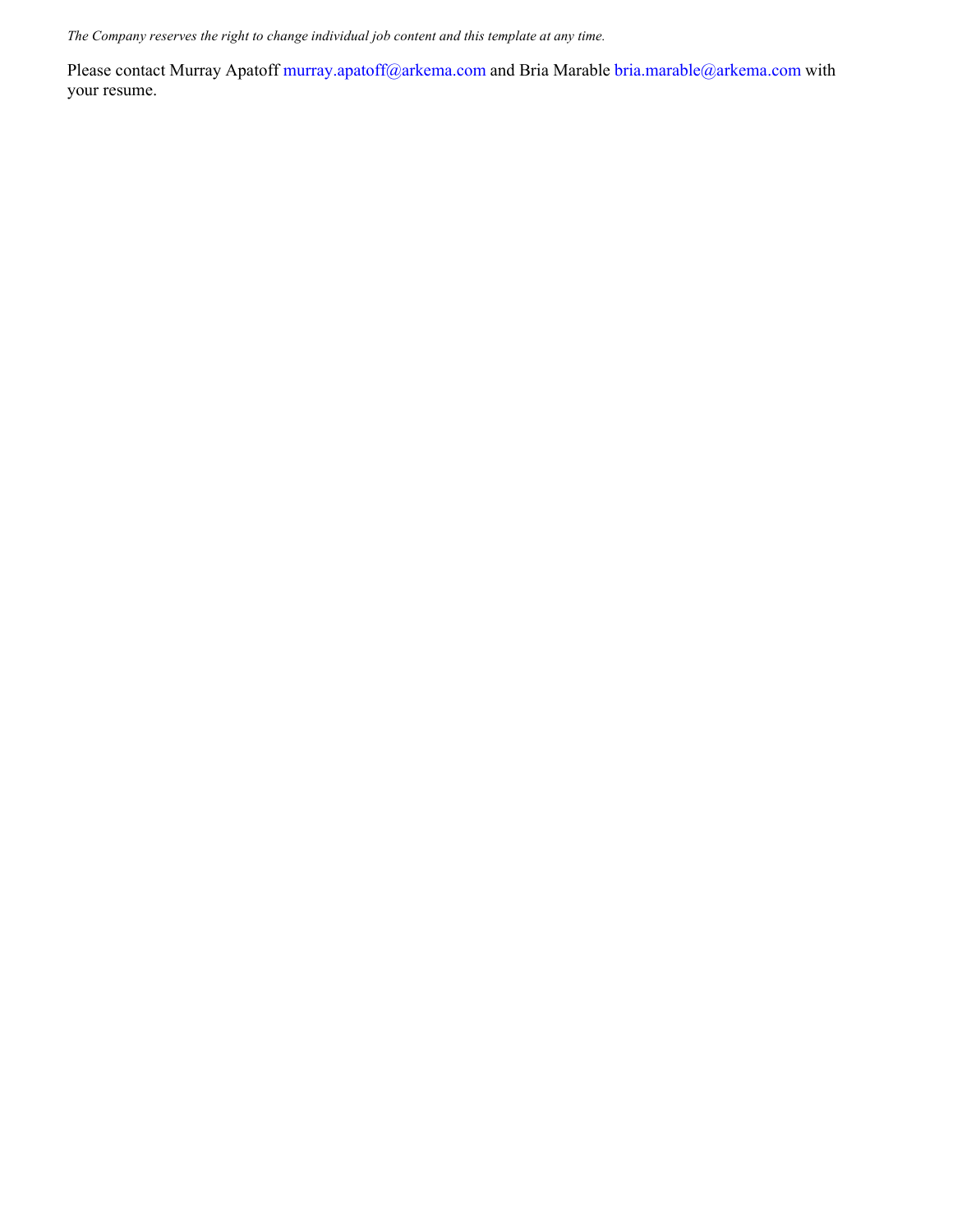*The Company reserves the right to change individual job content and this template at any time.*

Please contact Murray Apatoff murray.apatoff@arkema.com and Bria Marable bria.marable@arkema.com with your resume.